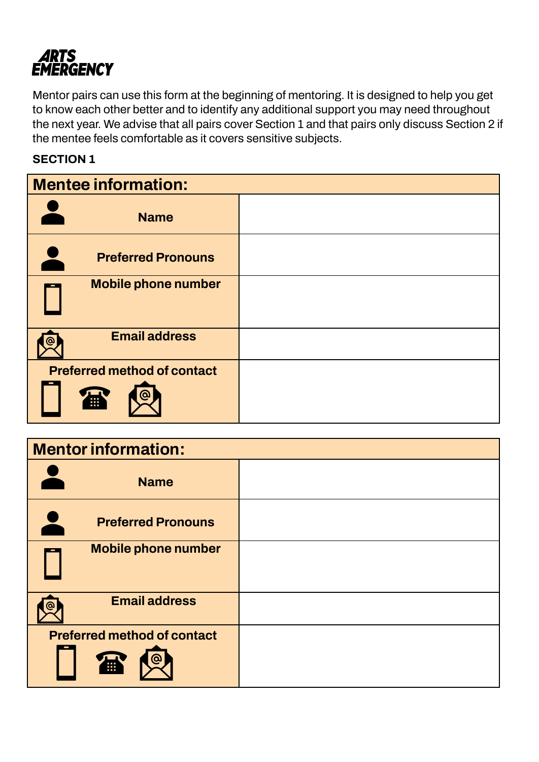# ARTS EMERGENCY

Mentor pairs can use this form at the beginning of mentoring. It is designed to help you get to know each other better and to identify any additional support you may need throughout the next year. We advise that all pairs cover Section 1 and that pairs only discuss Section 2 if the mentee feels comfortable as it covers sensitive subjects.

**SECTION 1**

| Mentee information: | |
|---|---|
| Name | |
| Preferred Pronouns | |
| Mobile phone number | |
| Email address | |
| Preferred method of contact | |

| Mentor information: | |
|---|---|
| Name | |
| Preferred Pronouns | |
| Mobile phone number | |
| Email address | |
| Preferred method of contact | |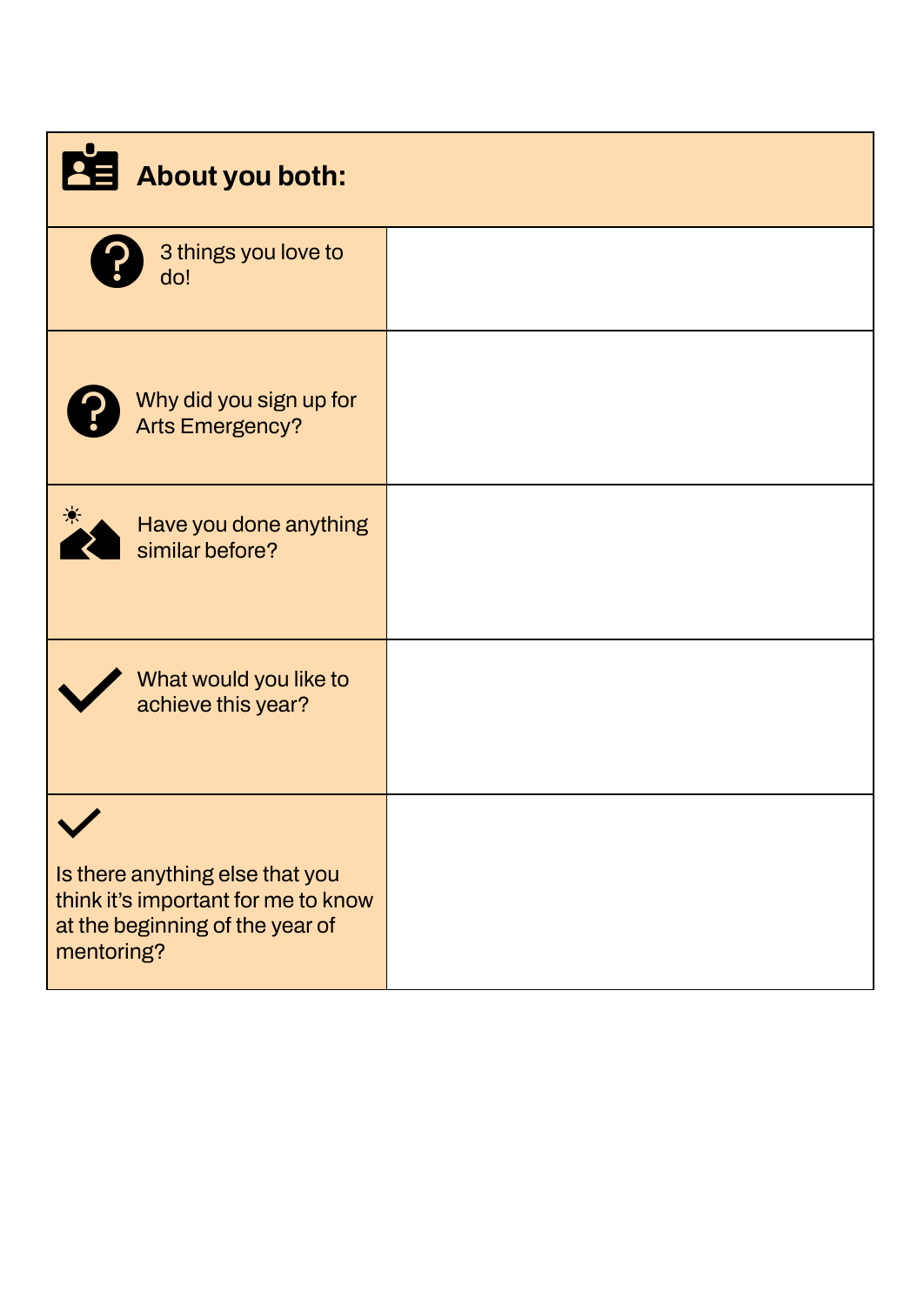| About you both: | |
|---|---|
| 3 things you love to do! | |
| Why did you sign up for Arts Emergency? | |
| Have you done anything similar before? | |
| What would you like to achieve this year? | |
| Is there anything else that you think it's important for me to know at the beginning of the year of mentoring? | |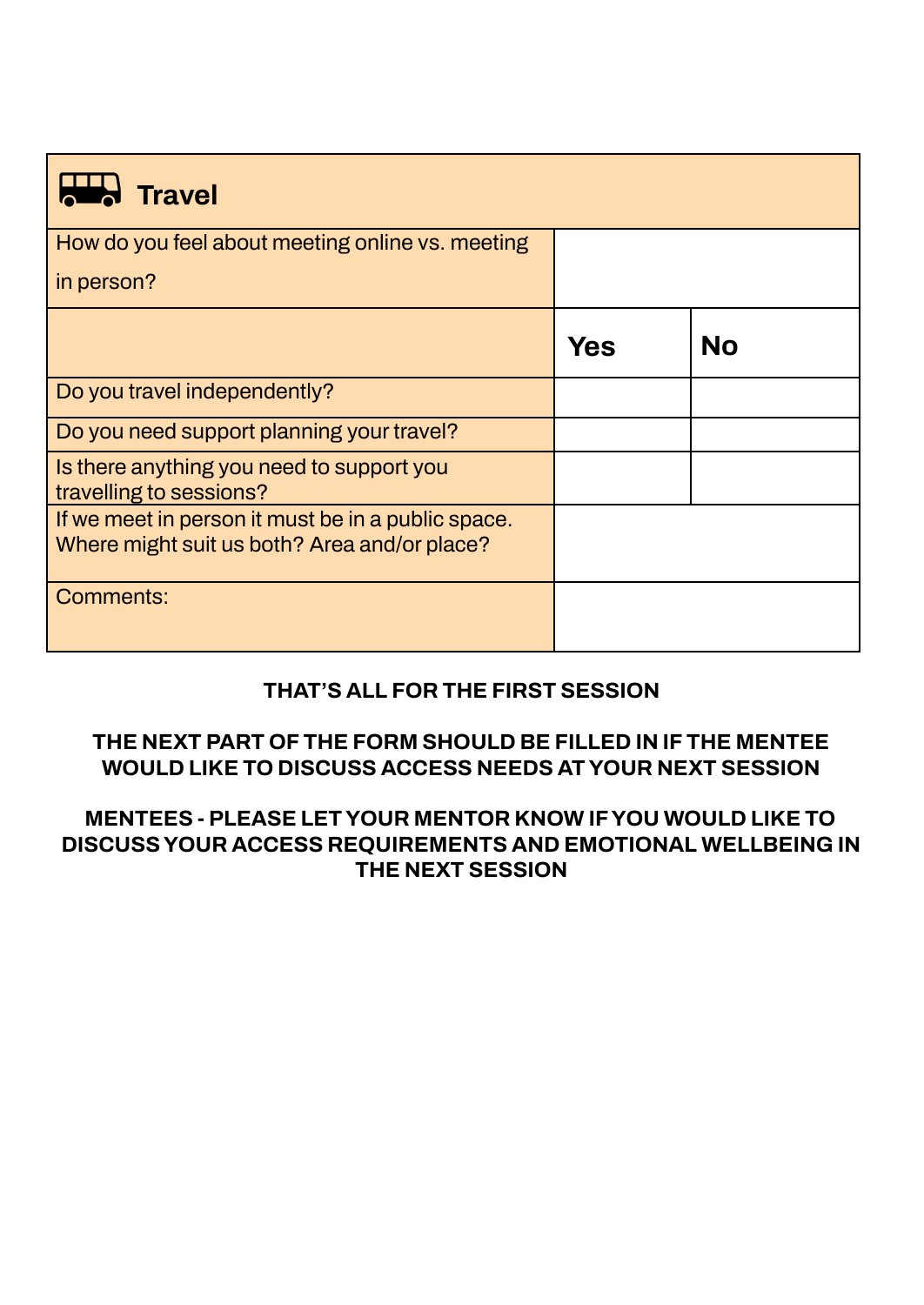## Travel

| | | |
|---|---|---|
| How do you feel about meeting online vs. meeting in person? | | |
| | **Yes** | **No** |
| Do you travel independently? | | |
| Do you need support planning your travel? | | |
| Is there anything you need to support you travelling to sessions? | | |
| If we meet in person it must be in a public space. Where might suit us both? Area and/or place? | | |
| Comments: | | |

**THAT'S ALL FOR THE FIRST SESSION**

**THE NEXT PART OF THE FORM SHOULD BE FILLED IN IF THE MENTEE WOULD LIKE TO DISCUSS ACCESS NEEDS AT YOUR NEXT SESSION**

**MENTEES - PLEASE LET YOUR MENTOR KNOW IF YOU WOULD LIKE TO DISCUSS YOUR ACCESS REQUIREMENTS AND EMOTIONAL WELLBEING IN THE NEXT SESSION**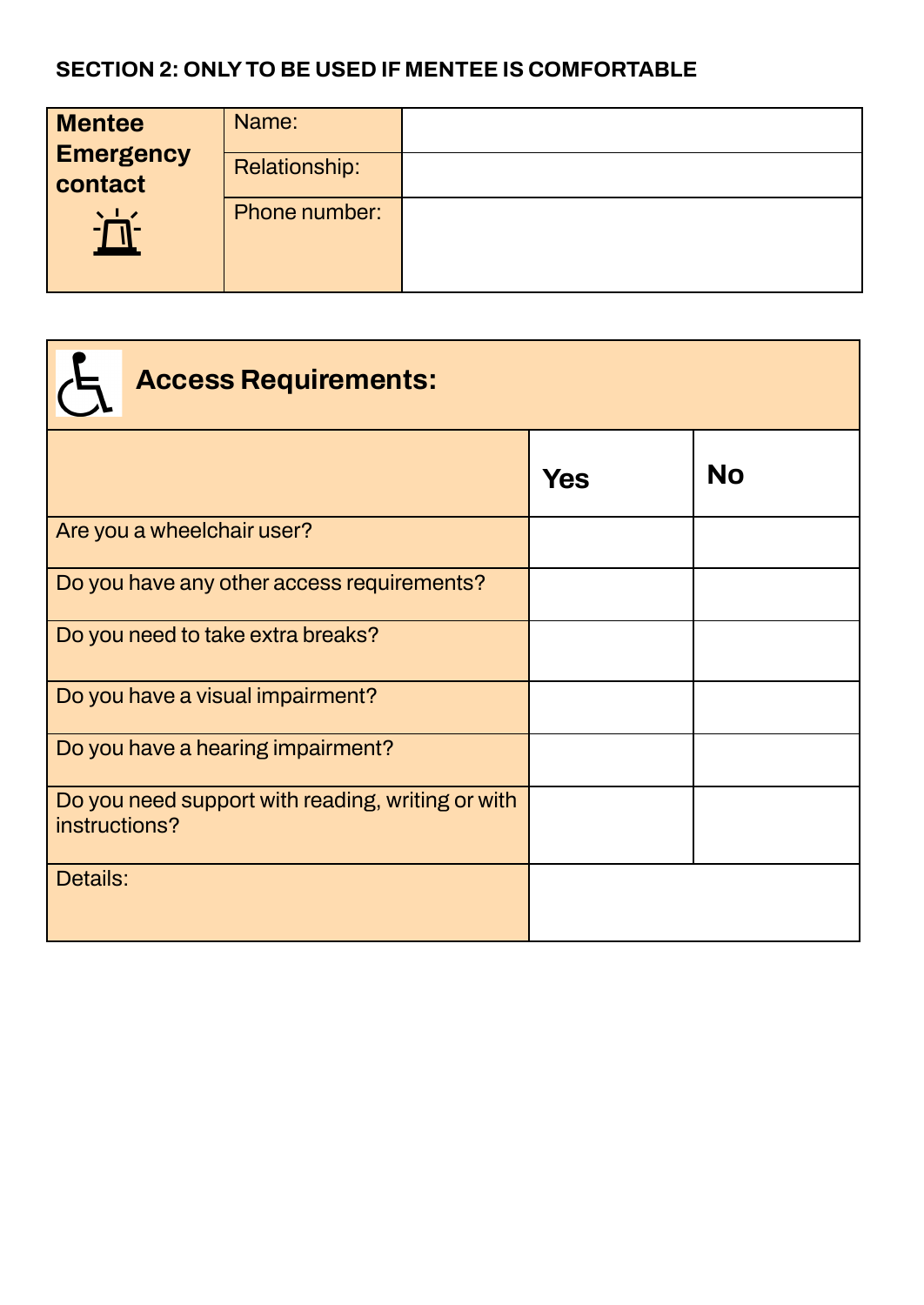**SECTION 2: ONLY TO BE USED IF MENTEE IS COMFORTABLE**

| **Mentee Emergency contact** | Name: | |
|---|---|---|
| | Relationship: | |
| | Phone number: | |

| **Access Requirements:** | | |
|---|---|---|
| | **Yes** | **No** |
| Are you a wheelchair user? | | |
| Do you have any other access requirements? | | |
| Do you need to take extra breaks? | | |
| Do you have a visual impairment? | | |
| Do you have a hearing impairment? | | |
| Do you need support with reading, writing or with instructions? | | |
| Details: | | |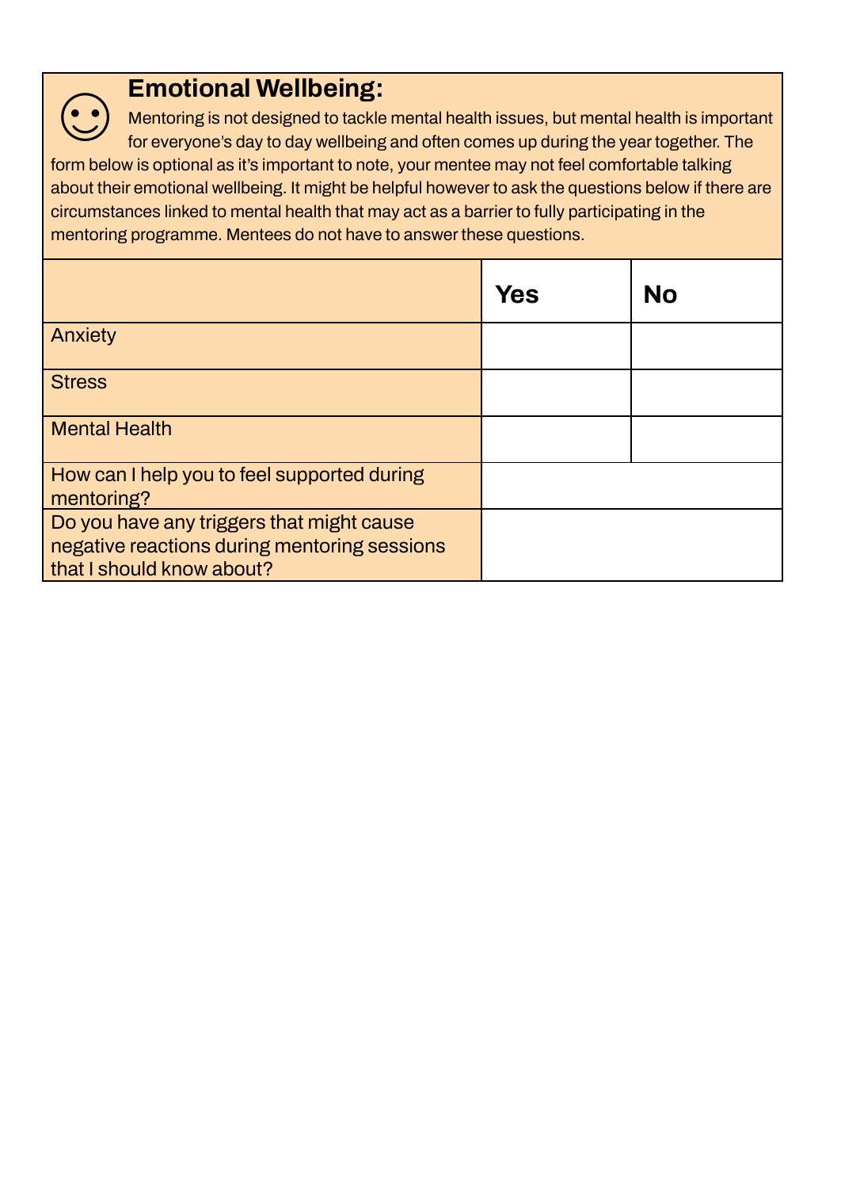## Emotional Wellbeing:

Mentoring is not designed to tackle mental health issues, but mental health is important for everyone's day to day wellbeing and often comes up during the year together. The form below is optional as it's important to note, your mentee may not feel comfortable talking about their emotional wellbeing. It might be helpful however to ask the questions below if there are circumstances linked to mental health that may act as a barrier to fully participating in the mentoring programme. Mentees do not have to answer these questions.

| | Yes | No |
|---|---|---|
| Anxiety | | |
| Stress | | |
| Mental Health | | |
| How can I help you to feel supported during mentoring? | | |
| Do you have any triggers that might cause negative reactions during mentoring sessions that I should know about? | | |